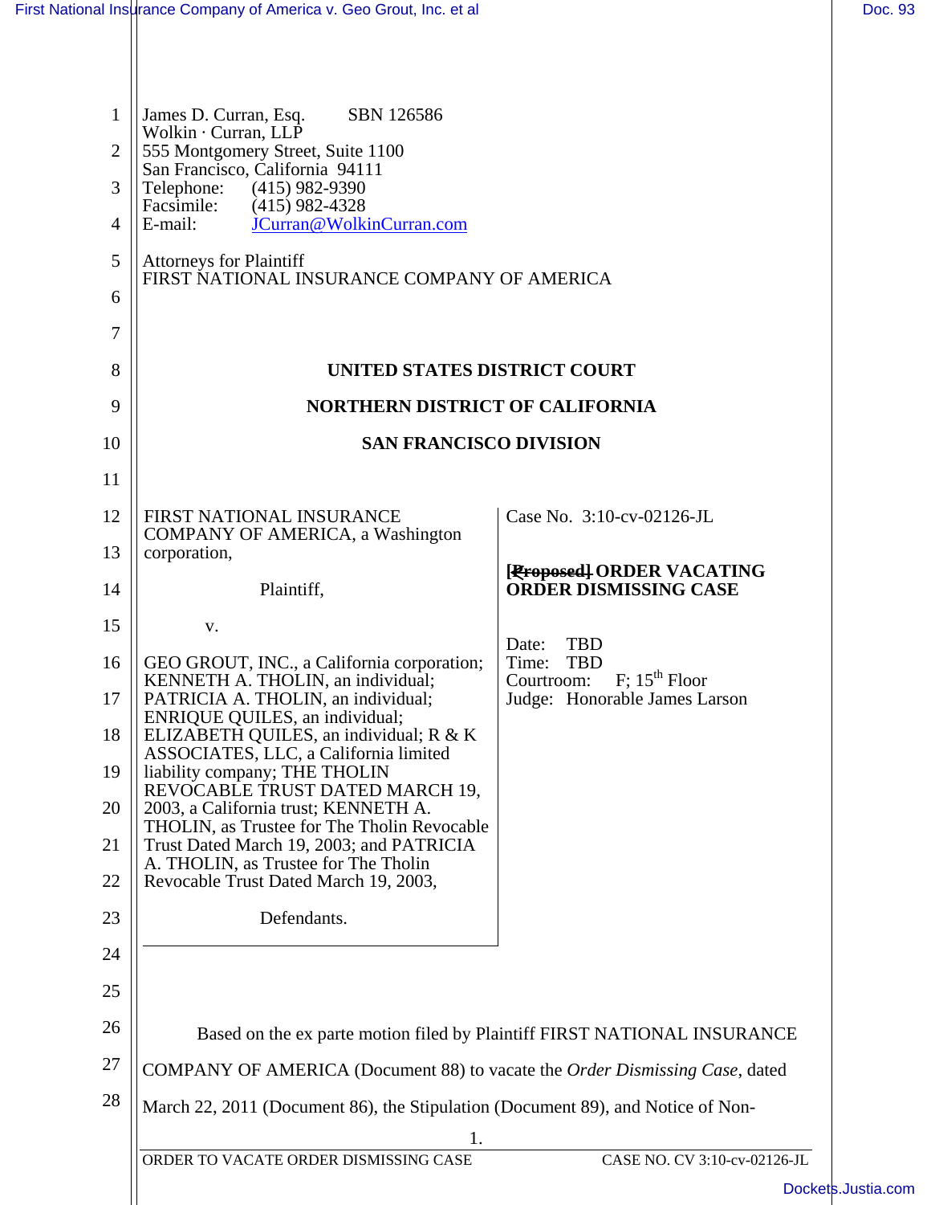James D. Curran, Esq. SBN 126586
Wolkin · Curran, LLP
555 Montgomery Street, Suite 1100
San Francisco, California 94111
Telephone: (415) 982-9390
Facsimile: (415) 982-4328
E-mail: JCurran@WolkinCurran.com

Attorneys for Plaintiff
FIRST NATIONAL INSURANCE COMPANY OF AMERICA

**UNITED STATES DISTRICT COURT**

**NORTHERN DISTRICT OF CALIFORNIA**

**SAN FRANCISCO DIVISION**

| | |
|---|---|
| FIRST NATIONAL INSURANCE COMPANY OF AMERICA, a Washington corporation,<br><br>Plaintiff,<br><br>v.<br><br>GEO GROUT, INC., a California corporation; KENNETH A. THOLIN, an individual; PATRICIA A. THOLIN, an individual; ENRIQUE QUILES, an individual; ELIZABETH QUILES, an individual; R & K ASSOCIATES, LLC, a California limited liability company; THE THOLIN REVOCABLE TRUST DATED MARCH 19, 2003, a California trust; KENNETH A. THOLIN, as Trustee for The Tholin Revocable Trust Dated March 19, 2003; and PATRICIA A. THOLIN, as Trustee for The Tholin Revocable Trust Dated March 19, 2003,<br><br>Defendants. | Case No. 3:10-cv-02126-JL<br><br>**~~[Proposed]~~ ORDER VACATING ORDER DISMISSING CASE**<br><br>Date: TBD<br>Time: TBD<br>Courtroom: F; 15th Floor<br>Judge: Honorable James Larson |

Based on the ex parte motion filed by Plaintiff FIRST NATIONAL INSURANCE COMPANY OF AMERICA (Document 88) to vacate the *Order Dismissing Case*, dated March 22, 2011 (Document 86), the Stipulation (Document 89), and Notice of Non-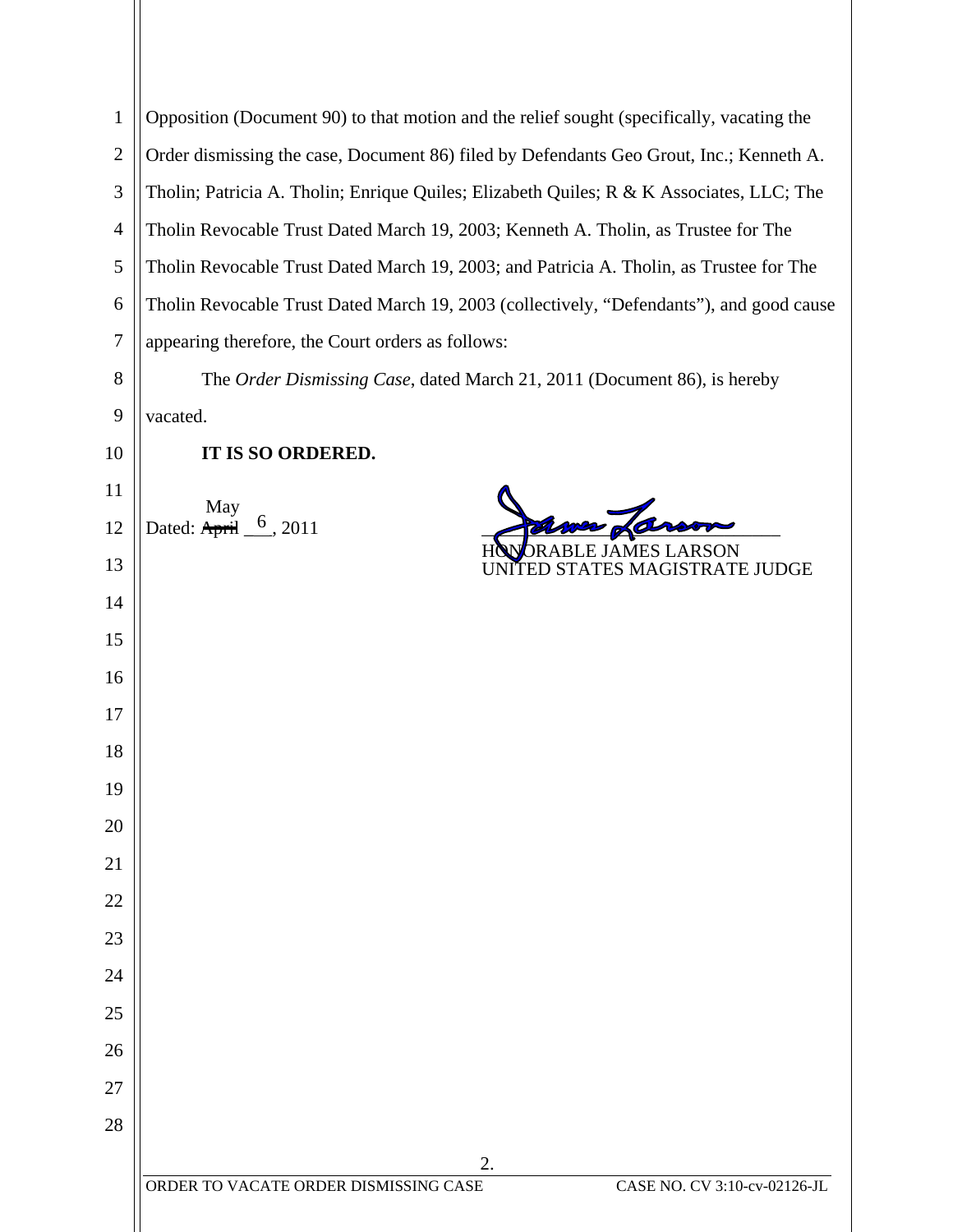Opposition (Document 90) to that motion and the relief sought (specifically, vacating the Order dismissing the case, Document 86) filed by Defendants Geo Grout, Inc.; Kenneth A. Tholin; Patricia A. Tholin; Enrique Quiles; Elizabeth Quiles; R & K Associates, LLC; The Tholin Revocable Trust Dated March 19, 2003; Kenneth A. Tholin, as Trustee for The Tholin Revocable Trust Dated March 19, 2003; and Patricia A. Tholin, as Trustee for The Tholin Revocable Trust Dated March 19, 2003 (collectively, "Defendants"), and good cause appearing therefore, the Court orders as follows:

The *Order Dismissing Case*, dated March 21, 2011 (Document 86), is hereby vacated.

**IT IS SO ORDERED.**

Dated: ~~April~~ May 6, 2011

HONORABLE JAMES LARSON
UNITED STATES MAGISTRATE JUDGE

ORDER TO VACATE ORDER DISMISSING CASE — CASE NO. CV 3:10-cv-02126-JL